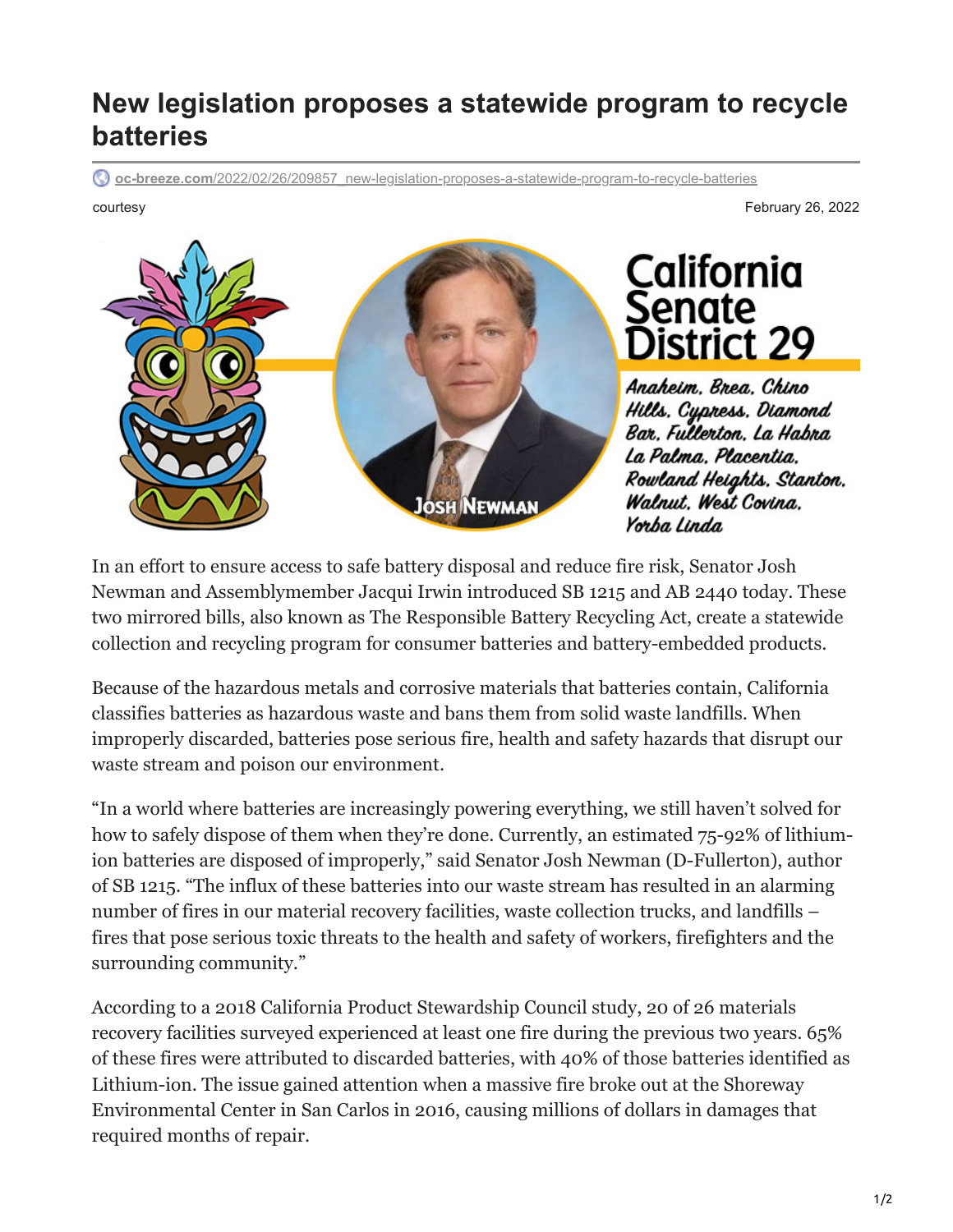# New legislation proposes a statewide program to recycle batteries

oc-breeze.com/2022/02/26/209857_new-legislation-proposes-a-statewide-program-to-recycle-batteries

courtesy

February 26, 2022

Josh Newman

California Senate District 29

Anaheim, Brea, Chino Hills, Cypress, Diamond Bar, Fullerton, La Habra La Palma, Placentia, Rowland Heights, Stanton, Walnut, West Covina, Yorba Linda

In an effort to ensure access to safe battery disposal and reduce fire risk, Senator Josh Newman and Assemblymember Jacqui Irwin introduced SB 1215 and AB 2440 today. These two mirrored bills, also known as The Responsible Battery Recycling Act, create a statewide collection and recycling program for consumer batteries and battery-embedded products.

Because of the hazardous metals and corrosive materials that batteries contain, California classifies batteries as hazardous waste and bans them from solid waste landfills. When improperly discarded, batteries pose serious fire, health and safety hazards that disrupt our waste stream and poison our environment.

"In a world where batteries are increasingly powering everything, we still haven't solved for how to safely dispose of them when they're done. Currently, an estimated 75-92% of lithium-ion batteries are disposed of improperly," said Senator Josh Newman (D-Fullerton), author of SB 1215. "The influx of these batteries into our waste stream has resulted in an alarming number of fires in our material recovery facilities, waste collection trucks, and landfills – fires that pose serious toxic threats to the health and safety of workers, firefighters and the surrounding community."

According to a 2018 California Product Stewardship Council study, 20 of 26 materials recovery facilities surveyed experienced at least one fire during the previous two years. 65% of these fires were attributed to discarded batteries, with 40% of those batteries identified as Lithium-ion. The issue gained attention when a massive fire broke out at the Shoreway Environmental Center in San Carlos in 2016, causing millions of dollars in damages that required months of repair.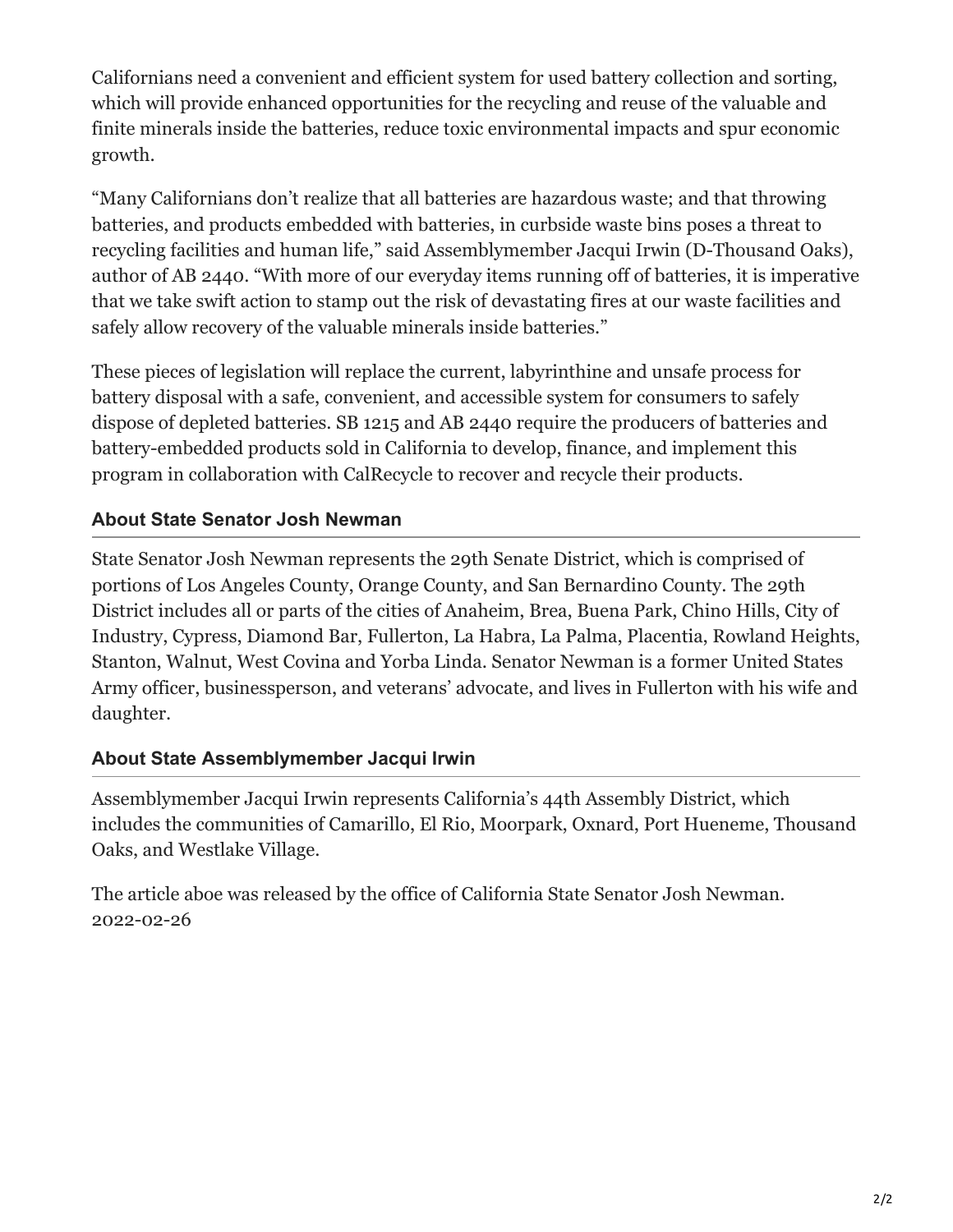Californians need a convenient and efficient system for used battery collection and sorting, which will provide enhanced opportunities for the recycling and reuse of the valuable and finite minerals inside the batteries, reduce toxic environmental impacts and spur economic growth.

"Many Californians don't realize that all batteries are hazardous waste; and that throwing batteries, and products embedded with batteries, in curbside waste bins poses a threat to recycling facilities and human life," said Assemblymember Jacqui Irwin (D-Thousand Oaks), author of AB 2440. "With more of our everyday items running off of batteries, it is imperative that we take swift action to stamp out the risk of devastating fires at our waste facilities and safely allow recovery of the valuable minerals inside batteries."

These pieces of legislation will replace the current, labyrinthine and unsafe process for battery disposal with a safe, convenient, and accessible system for consumers to safely dispose of depleted batteries. SB 1215 and AB 2440 require the producers of batteries and battery-embedded products sold in California to develop, finance, and implement this program in collaboration with CalRecycle to recover and recycle their products.

### About State Senator Josh Newman

State Senator Josh Newman represents the 29th Senate District, which is comprised of portions of Los Angeles County, Orange County, and San Bernardino County. The 29th District includes all or parts of the cities of Anaheim, Brea, Buena Park, Chino Hills, City of Industry, Cypress, Diamond Bar, Fullerton, La Habra, La Palma, Placentia, Rowland Heights, Stanton, Walnut, West Covina and Yorba Linda. Senator Newman is a former United States Army officer, businessperson, and veterans' advocate, and lives in Fullerton with his wife and daughter.

### About State Assemblymember Jacqui Irwin

Assemblymember Jacqui Irwin represents California's 44th Assembly District, which includes the communities of Camarillo, El Rio, Moorpark, Oxnard, Port Hueneme, Thousand Oaks, and Westlake Village.

The article aboe was released by the office of California State Senator Josh Newman.
2022-02-26